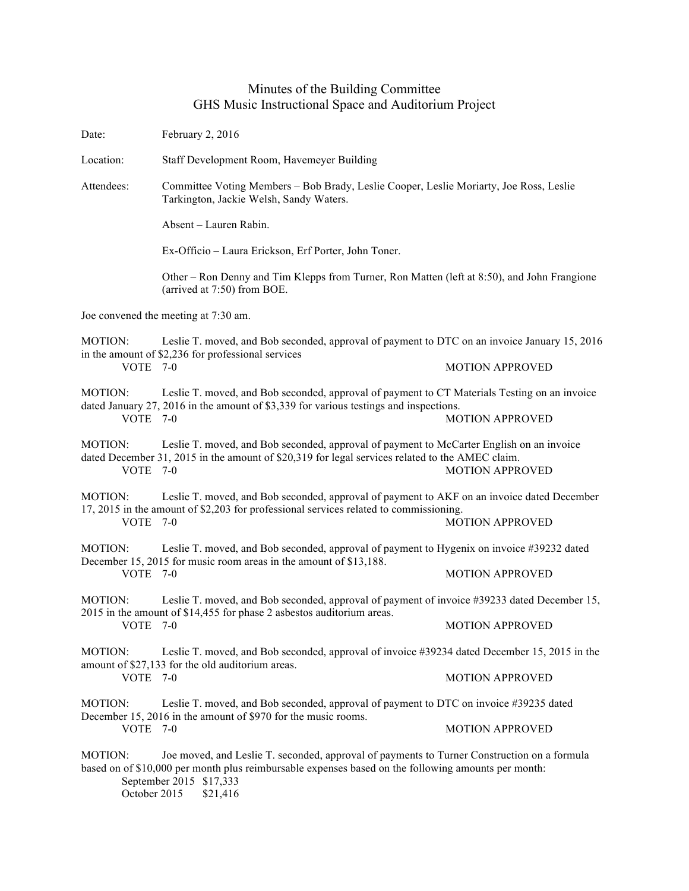# Minutes of the Building Committee
## GHS Music Instructional Space and Auditorium Project

Date: February 2, 2016

Location: Staff Development Room, Havemeyer Building

Attendees: Committee Voting Members – Bob Brady, Leslie Cooper, Leslie Moriarty, Joe Ross, Leslie Tarkington, Jackie Welsh, Sandy Waters.

Absent – Lauren Rabin.

Ex-Officio – Laura Erickson, Erf Porter, John Toner.

Other – Ron Denny and Tim Klepps from Turner, Ron Matten (left at 8:50), and John Frangione (arrived at 7:50) from BOE.

Joe convened the meeting at 7:30 am.

MOTION: Leslie T. moved, and Bob seconded, approval of payment to DTC on an invoice January 15, 2016 in the amount of $2,236 for professional services

VOTE 7-0 MOTION APPROVED

MOTION: Leslie T. moved, and Bob seconded, approval of payment to CT Materials Testing on an invoice dated January 27, 2016 in the amount of $3,339 for various testings and inspections.

VOTE 7-0 MOTION APPROVED

MOTION: Leslie T. moved, and Bob seconded, approval of payment to McCarter English on an invoice dated December 31, 2015 in the amount of $20,319 for legal services related to the AMEC claim.

VOTE 7-0 MOTION APPROVED

MOTION: Leslie T. moved, and Bob seconded, approval of payment to AKF on an invoice dated December 17, 2015 in the amount of $2,203 for professional services related to commissioning.

VOTE 7-0 MOTION APPROVED

MOTION: Leslie T. moved, and Bob seconded, approval of payment to Hygenix on invoice #39232 dated December 15, 2015 for music room areas in the amount of $13,188.

VOTE 7-0 MOTION APPROVED

MOTION: Leslie T. moved, and Bob seconded, approval of payment of invoice #39233 dated December 15, 2015 in the amount of $14,455 for phase 2 asbestos auditorium areas.

VOTE 7-0 MOTION APPROVED

MOTION: Leslie T. moved, and Bob seconded, approval of invoice #39234 dated December 15, 2015 in the amount of $27,133 for the old auditorium areas.

VOTE 7-0 MOTION APPROVED

MOTION: Leslie T. moved, and Bob seconded, approval of payment to DTC on invoice #39235 dated December 15, 2016 in the amount of $970 for the music rooms.

VOTE 7-0 MOTION APPROVED

MOTION: Joe moved, and Leslie T. seconded, approval of payments to Turner Construction on a formula based on of $10,000 per month plus reimbursable expenses based on the following amounts per month:

September 2015 $17,333
October 2015 $21,416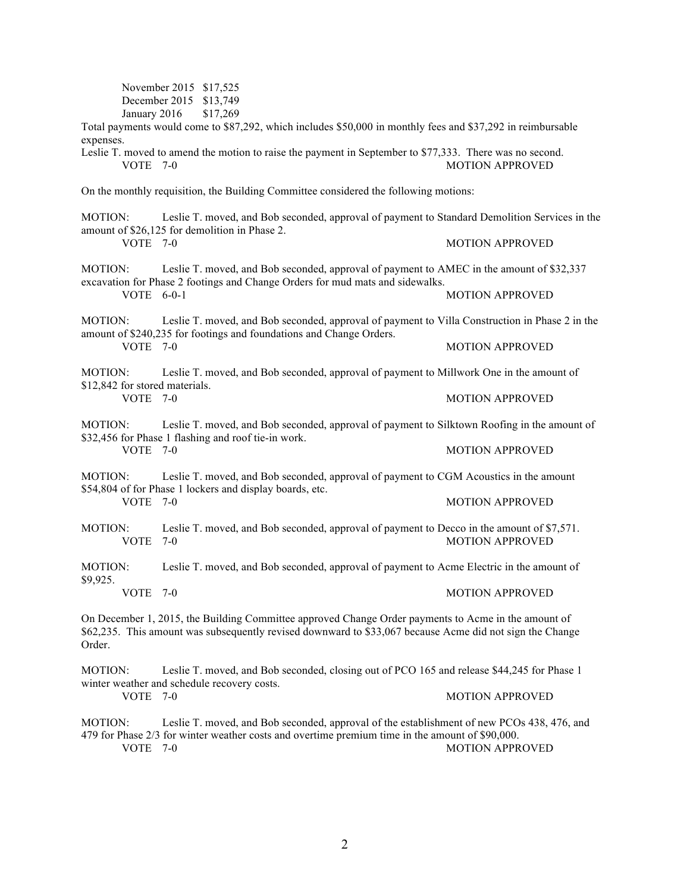November 2015 $17,525
December 2015 $13,749
January 2016 $17,269

Total payments would come to $87,292, which includes $50,000 in monthly fees and $37,292 in reimbursable expenses.

Leslie T. moved to amend the motion to raise the payment in September to $77,333. There was no second.

VOTE 7-0 MOTION APPROVED

On the monthly requisition, the Building Committee considered the following motions:

MOTION: Leslie T. moved, and Bob seconded, approval of payment to Standard Demolition Services in the amount of $26,125 for demolition in Phase 2.

VOTE 7-0 MOTION APPROVED

MOTION: Leslie T. moved, and Bob seconded, approval of payment to AMEC in the amount of $32,337 excavation for Phase 2 footings and Change Orders for mud mats and sidewalks.

VOTE 6-0-1 MOTION APPROVED

MOTION: Leslie T. moved, and Bob seconded, approval of payment to Villa Construction in Phase 2 in the amount of $240,235 for footings and foundations and Change Orders.

VOTE 7-0 MOTION APPROVED

MOTION: Leslie T. moved, and Bob seconded, approval of payment to Millwork One in the amount of $12,842 for stored materials.

VOTE 7-0 MOTION APPROVED

MOTION: Leslie T. moved, and Bob seconded, approval of payment to Silktown Roofing in the amount of $32,456 for Phase 1 flashing and roof tie-in work.

VOTE 7-0 MOTION APPROVED

MOTION: Leslie T. moved, and Bob seconded, approval of payment to CGM Acoustics in the amount $54,804 of for Phase 1 lockers and display boards, etc.

VOTE 7-0 MOTION APPROVED

MOTION: Leslie T. moved, and Bob seconded, approval of payment to Decco in the amount of $7,571.

VOTE 7-0 MOTION APPROVED

MOTION: Leslie T. moved, and Bob seconded, approval of payment to Acme Electric in the amount of $9,925.

VOTE 7-0 MOTION APPROVED

On December 1, 2015, the Building Committee approved Change Order payments to Acme in the amount of $62,235. This amount was subsequently revised downward to $33,067 because Acme did not sign the Change Order.

MOTION: Leslie T. moved, and Bob seconded, closing out of PCO 165 and release $44,245 for Phase 1 winter weather and schedule recovery costs.

VOTE 7-0 MOTION APPROVED

MOTION: Leslie T. moved, and Bob seconded, approval of the establishment of new PCOs 438, 476, and 479 for Phase 2/3 for winter weather costs and overtime premium time in the amount of $90,000.

VOTE 7-0 MOTION APPROVED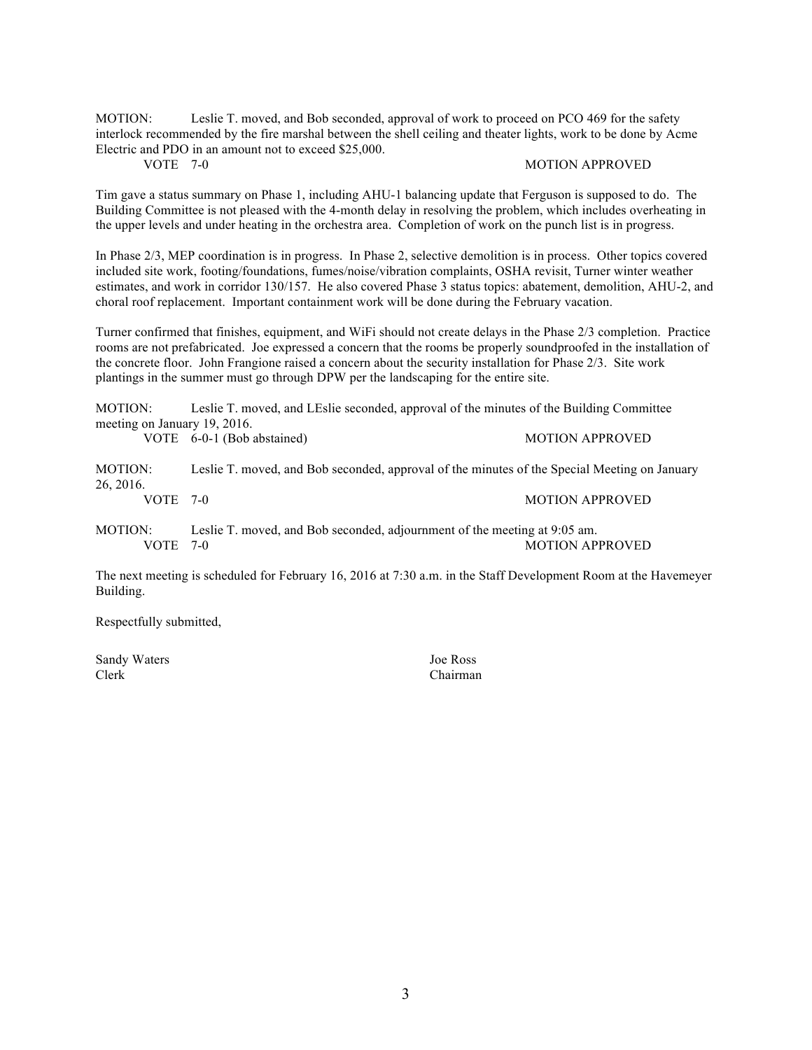MOTION: Leslie T. moved, and Bob seconded, approval of work to proceed on PCO 469 for the safety interlock recommended by the fire marshal between the shell ceiling and theater lights, work to be done by Acme Electric and PDO in an amount not to exceed $25,000.

VOTE 7-0 MOTION APPROVED

Tim gave a status summary on Phase 1, including AHU-1 balancing update that Ferguson is supposed to do. The Building Committee is not pleased with the 4-month delay in resolving the problem, which includes overheating in the upper levels and under heating in the orchestra area. Completion of work on the punch list is in progress.

In Phase 2/3, MEP coordination is in progress. In Phase 2, selective demolition is in process. Other topics covered included site work, footing/foundations, fumes/noise/vibration complaints, OSHA revisit, Turner winter weather estimates, and work in corridor 130/157. He also covered Phase 3 status topics: abatement, demolition, AHU-2, and choral roof replacement. Important containment work will be done during the February vacation.

Turner confirmed that finishes, equipment, and WiFi should not create delays in the Phase 2/3 completion. Practice rooms are not prefabricated. Joe expressed a concern that the rooms be properly soundproofed in the installation of the concrete floor. John Frangione raised a concern about the security installation for Phase 2/3. Site work plantings in the summer must go through DPW per the landscaping for the entire site.

MOTION: Leslie T. moved, and LEslie seconded, approval of the minutes of the Building Committee meeting on January 19, 2016.

VOTE 6-0-1 (Bob abstained) MOTION APPROVED

MOTION: Leslie T. moved, and Bob seconded, approval of the minutes of the Special Meeting on January 26, 2016.

VOTE 7-0 MOTION APPROVED

MOTION: Leslie T. moved, and Bob seconded, adjournment of the meeting at 9:05 am.

VOTE 7-0 MOTION APPROVED

The next meeting is scheduled for February 16, 2016 at 7:30 a.m. in the Staff Development Room at the Havemeyer Building.

Respectfully submitted,

Sandy Waters
Clerk

Joe Ross
Chairman